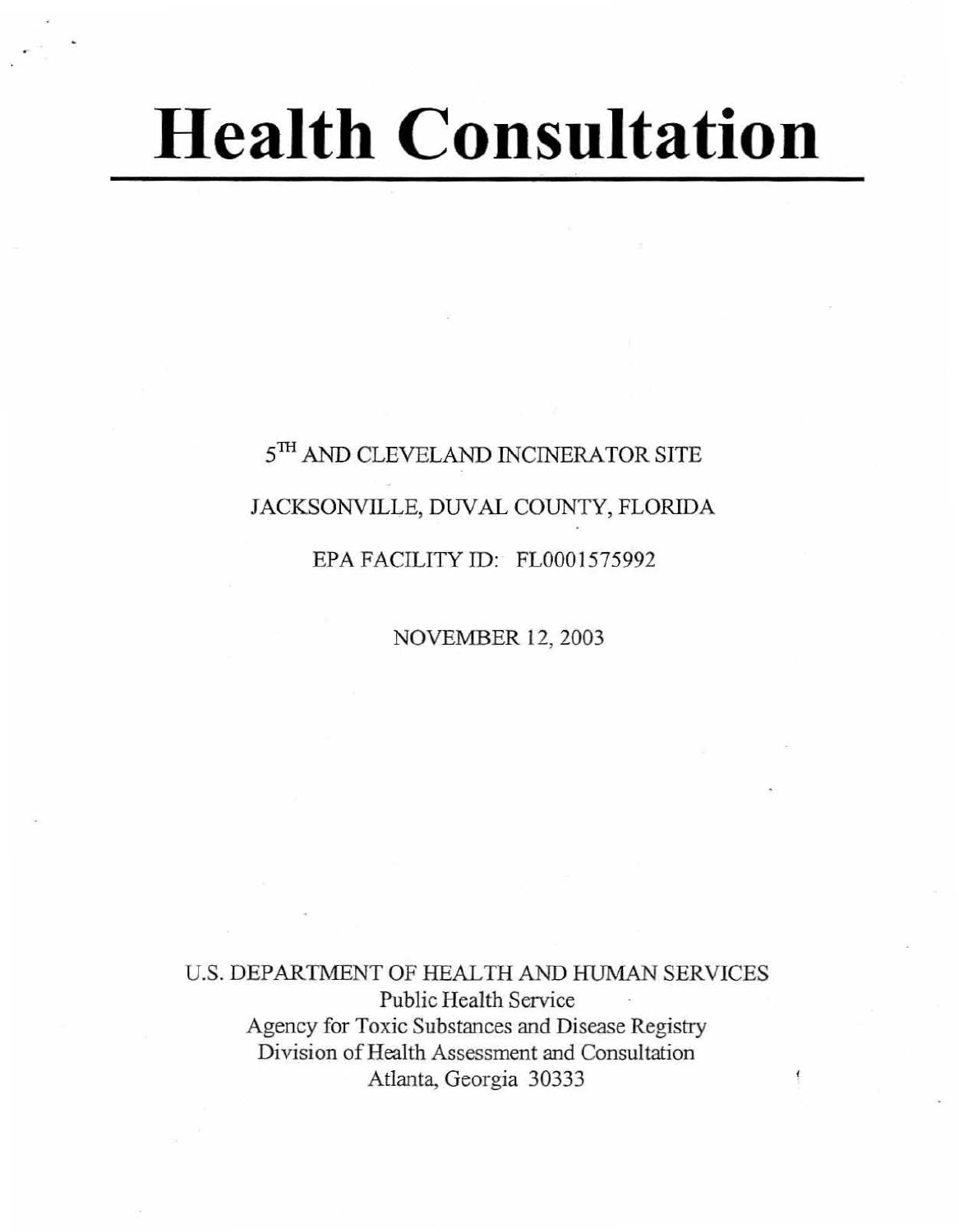# Health Consultation

5$^{TH}$ AND CLEVELAND INCINERATOR SITE

JACKSONVILLE, DUVAL COUNTY, FLORIDA

EPA FACILITY ID: FL0001575992

NOVEMBER 12, 2003

U.S. DEPARTMENT OF HEALTH AND HUMAN SERVICES
Public Health Service
Agency for Toxic Substances and Disease Registry
Division of Health Assessment and Consultation
Atlanta, Georgia 30333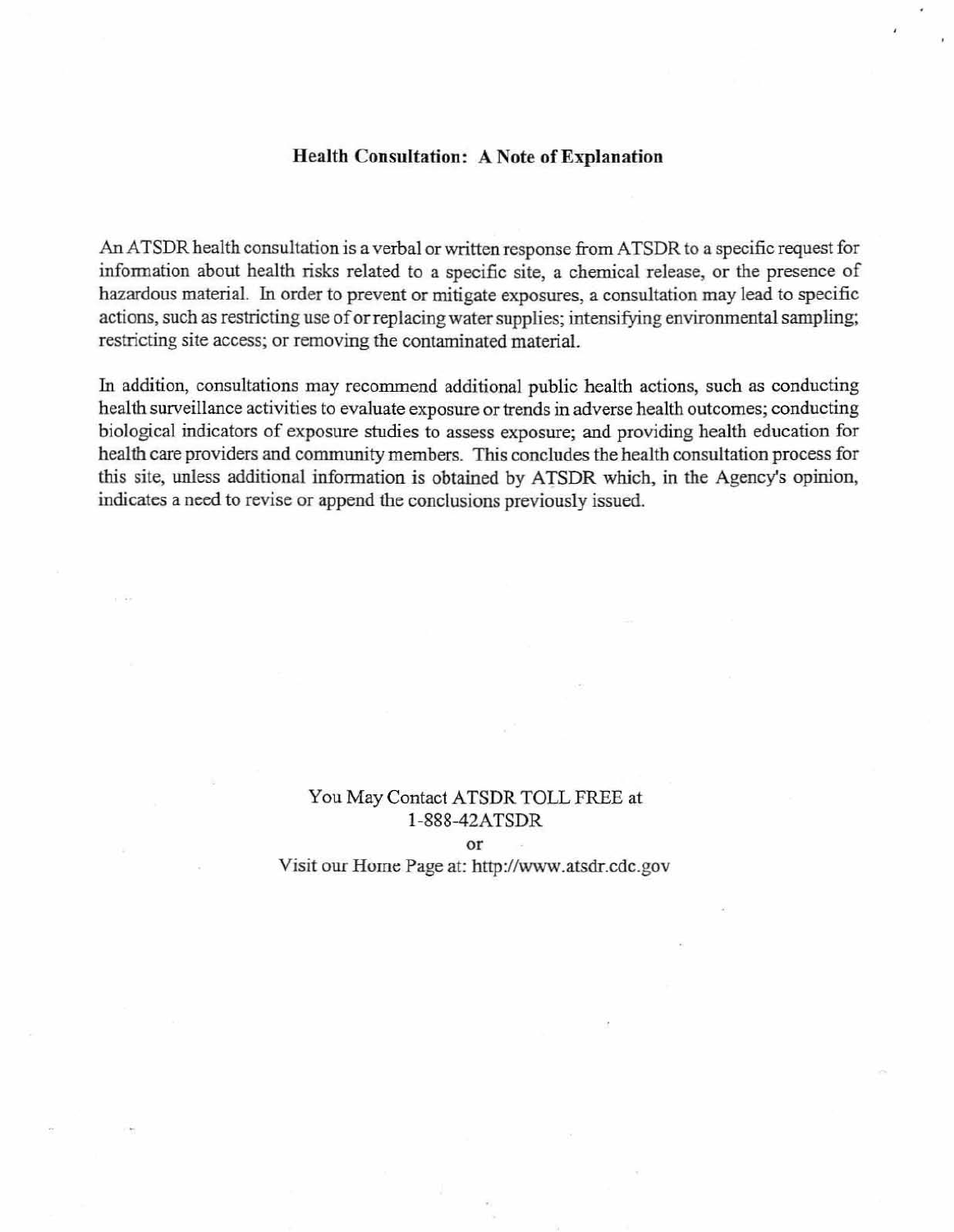## Health Consultation: A Note of Explanation

An ATSDR health consultation is a verbal or written response from ATSDR to a specific request for information about health risks related to a specific site, a chemical release, or the presence of hazardous material. In order to prevent or mitigate exposures, a consultation may lead to specific actions, such as restricting use of or replacing water supplies; intensifying environmental sampling; restricting site access; or removing the contaminated material.

In addition, consultations may recommend additional public health actions, such as conducting health surveillance activities to evaluate exposure or trends in adverse health outcomes; conducting biological indicators of exposure studies to assess exposure; and providing health education for health care providers and community members. This concludes the health consultation process for this site, unless additional information is obtained by ATSDR which, in the Agency's opinion, indicates a need to revise or append the conclusions previously issued.

You May Contact ATSDR TOLL FREE at
1-888-42ATSDR
or
Visit our Home Page at: http://www.atsdr.cdc.gov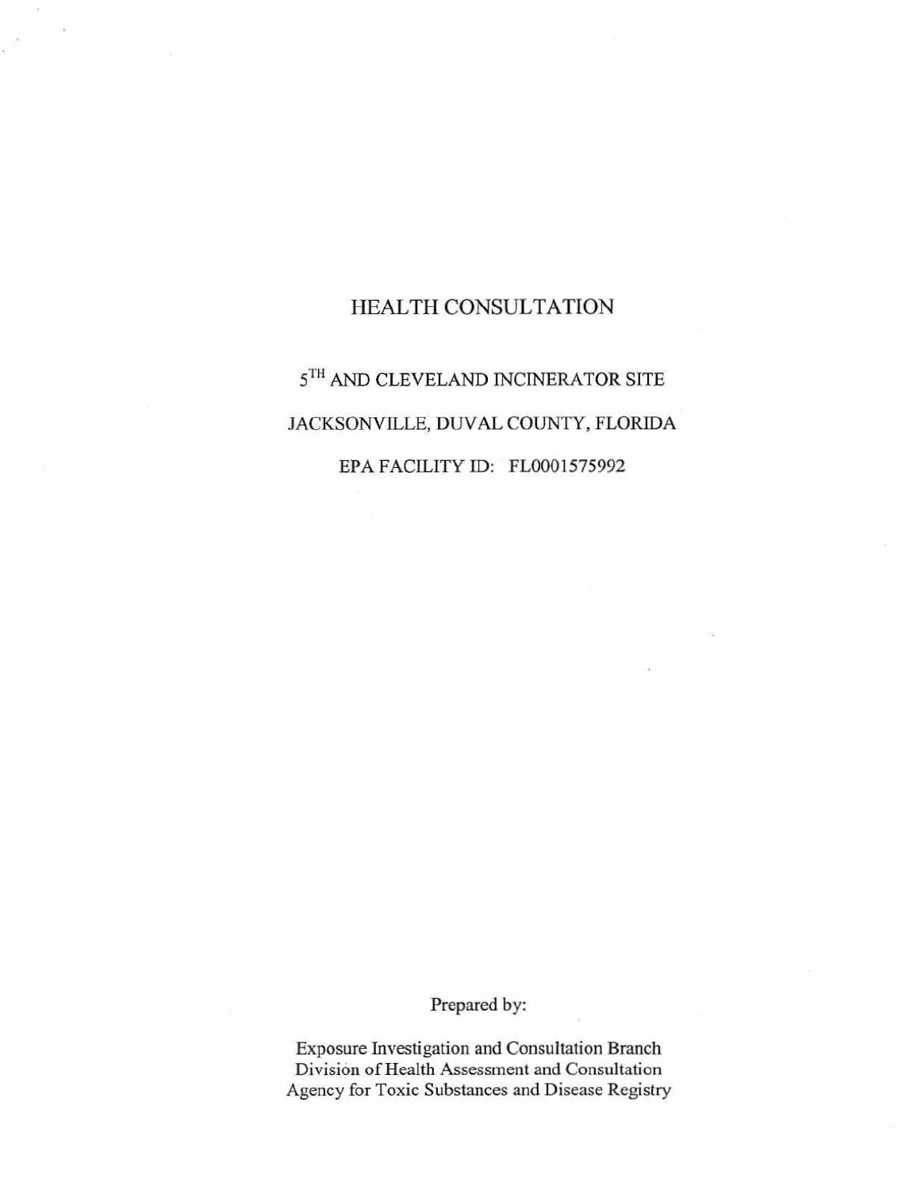# HEALTH CONSULTATION

## $5^{TH}$ AND CLEVELAND INCINERATOR SITE

## JACKSONVILLE, DUVAL COUNTY, FLORIDA

## EPA FACILITY ID: FL0001575992

Prepared by:

Exposure Investigation and Consultation Branch
Division of Health Assessment and Consultation
Agency for Toxic Substances and Disease Registry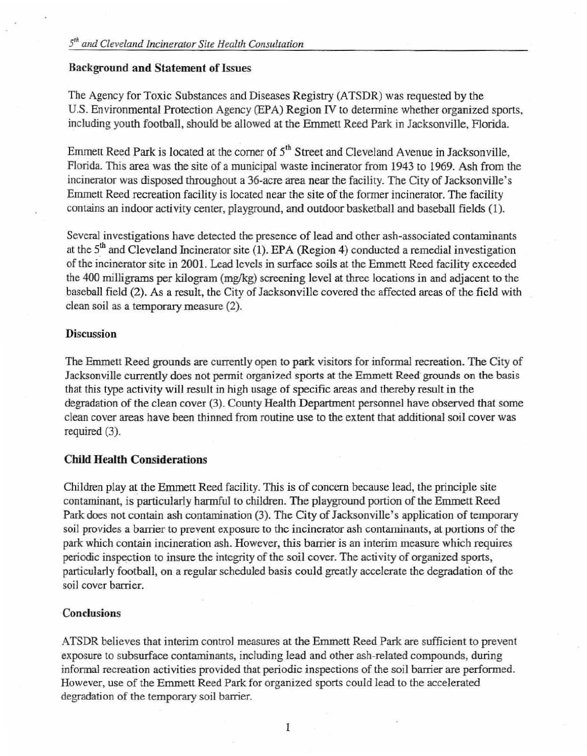### Background and Statement of Issues

The Agency for Toxic Substances and Diseases Registry (ATSDR) was requested by the U.S. Environmental Protection Agency (EPA) Region IV to determine whether organized sports, including youth football, should be allowed at the Emmett Reed Park in Jacksonville, Florida.

Emmett Reed Park is located at the corner of 5th Street and Cleveland Avenue in Jacksonville, Florida. This area was the site of a municipal waste incinerator from 1943 to 1969. Ash from the incinerator was disposed throughout a 36-acre area near the facility. The City of Jacksonville's Emmett Reed recreation facility is located near the site of the former incinerator. The facility contains an indoor activity center, playground, and outdoor basketball and baseball fields (1).

Several investigations have detected the presence of lead and other ash-associated contaminants at the 5th and Cleveland Incinerator site (1). EPA (Region 4) conducted a remedial investigation of the incinerator site in 2001. Lead levels in surface soils at the Emmett Reed facility exceeded the 400 milligrams per kilogram (mg/kg) screening level at three locations in and adjacent to the baseball field (2). As a result, the City of Jacksonville covered the affected areas of the field with clean soil as a temporary measure (2).

### Discussion

The Emmett Reed grounds are currently open to park visitors for informal recreation. The City of Jacksonville currently does not permit organized sports at the Emmett Reed grounds on the basis that this type activity will result in high usage of specific areas and thereby result in the degradation of the clean cover (3). County Health Department personnel have observed that some clean cover areas have been thinned from routine use to the extent that additional soil cover was required (3).

### Child Health Considerations

Children play at the Emmett Reed facility. This is of concern because lead, the principle site contaminant, is particularly harmful to children. The playground portion of the Emmett Reed Park does not contain ash contamination (3). The City of Jacksonville's application of temporary soil provides a barrier to prevent exposure to the incinerator ash contaminants, at portions of the park which contain incineration ash. However, this barrier is an interim measure which requires periodic inspection to insure the integrity of the soil cover. The activity of organized sports, particularly football, on a regular scheduled basis could greatly accelerate the degradation of the soil cover barrier.

### Conclusions

ATSDR believes that interim control measures at the Emmett Reed Park are sufficient to prevent exposure to subsurface contaminants, including lead and other ash-related compounds, during informal recreation activities provided that periodic inspections of the soil barrier are performed. However, use of the Emmett Reed Park for organized sports could lead to the accelerated degradation of the temporary soil barrier.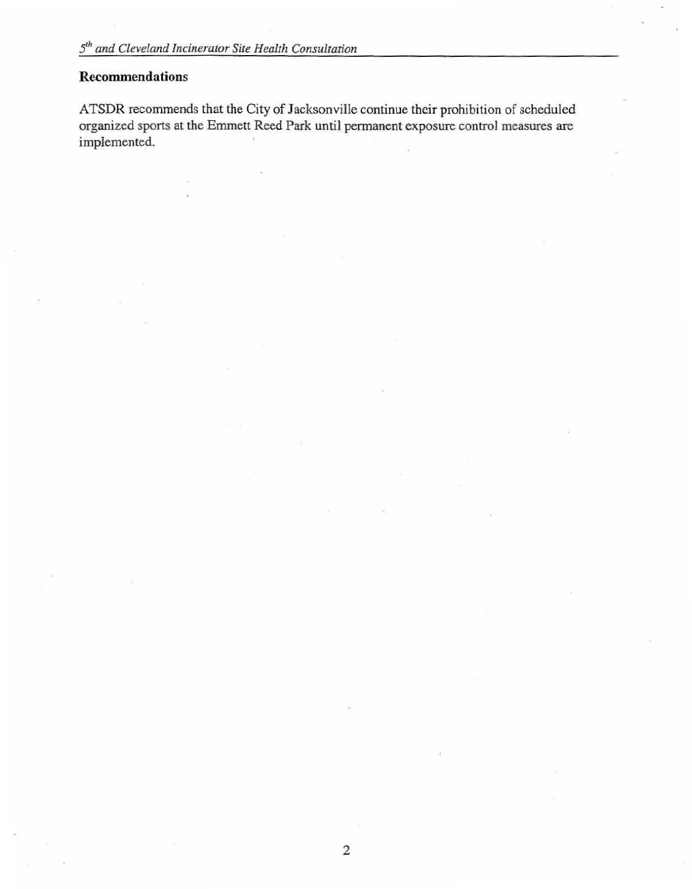## Recommendations

ATSDR recommends that the City of Jacksonville continue their prohibition of scheduled organized sports at the Emmett Reed Park until permanent exposure control measures are implemented.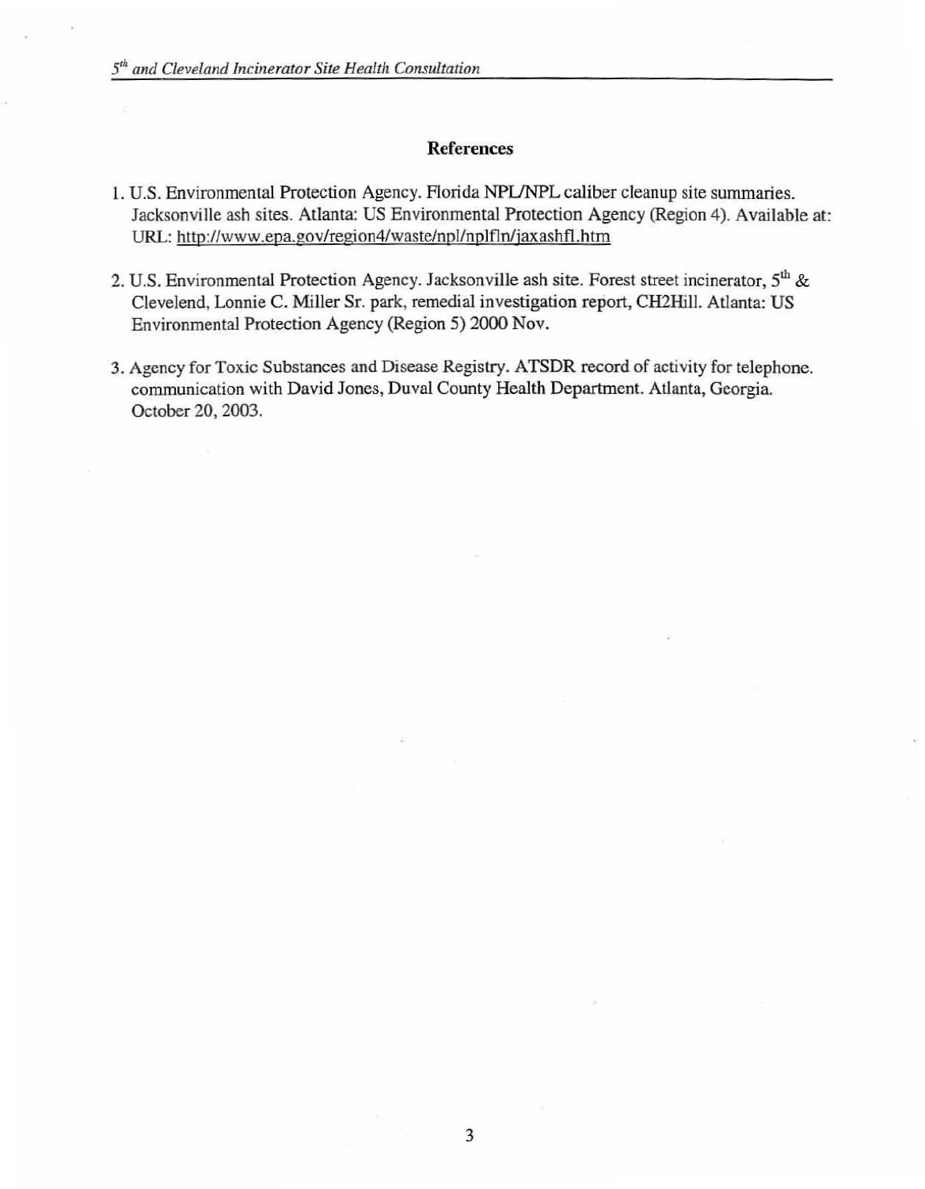## References

1. U.S. Environmental Protection Agency. Florida NPL/NPL caliber cleanup site summaries. Jacksonville ash sites. Atlanta: US Environmental Protection Agency (Region 4). Available at: URL: http://www.epa.gov/region4/waste/npl/nplfln/jaxashfl.htm

2. U.S. Environmental Protection Agency. Jacksonville ash site. Forest street incinerator, 5th & Clevelend, Lonnie C. Miller Sr. park, remedial investigation report, CH2Hill. Atlanta: US Environmental Protection Agency (Region 5) 2000 Nov.

3. Agency for Toxic Substances and Disease Registry. ATSDR record of activity for telephone. communication with David Jones, Duval County Health Department. Atlanta, Georgia. October 20, 2003.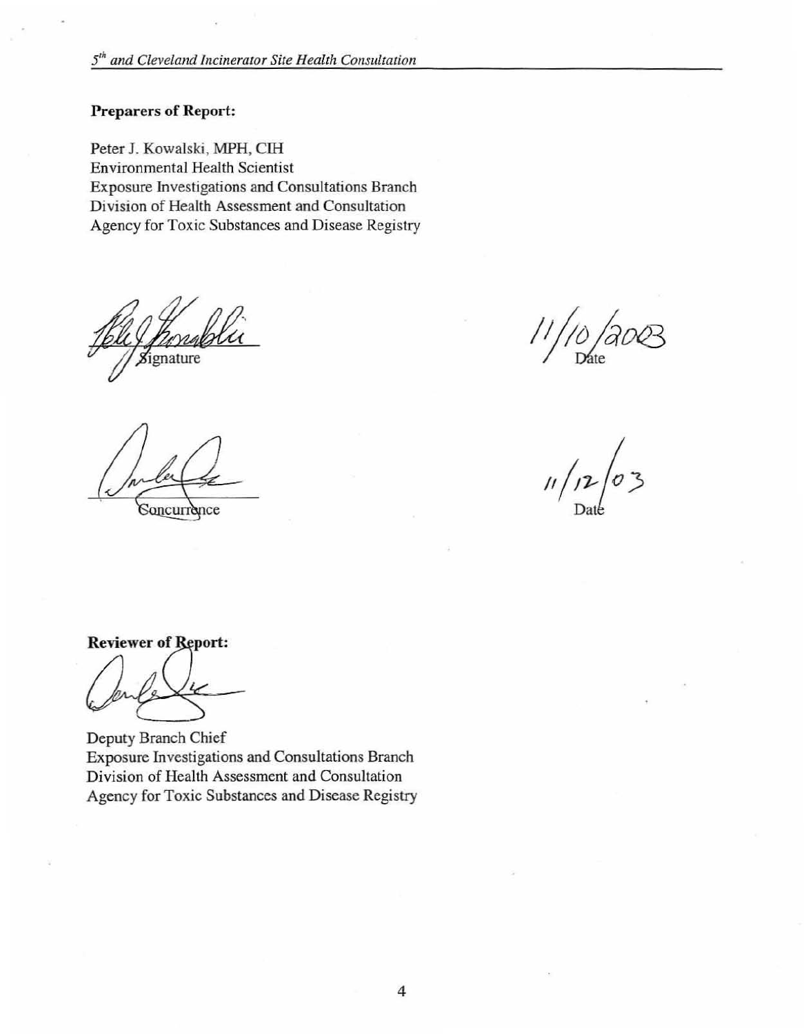**Preparers of Report:**

Peter J. Kowalski, MPH, CIH
Environmental Health Scientist
Exposure Investigations and Consultations Branch
Division of Health Assessment and Consultation
Agency for Toxic Substances and Disease Registry

Signature

11/10/2003
Date

Concurrence

11/12/03
Date

**Reviewer of Report:**

Deputy Branch Chief
Exposure Investigations and Consultations Branch
Division of Health Assessment and Consultation
Agency for Toxic Substances and Disease Registry